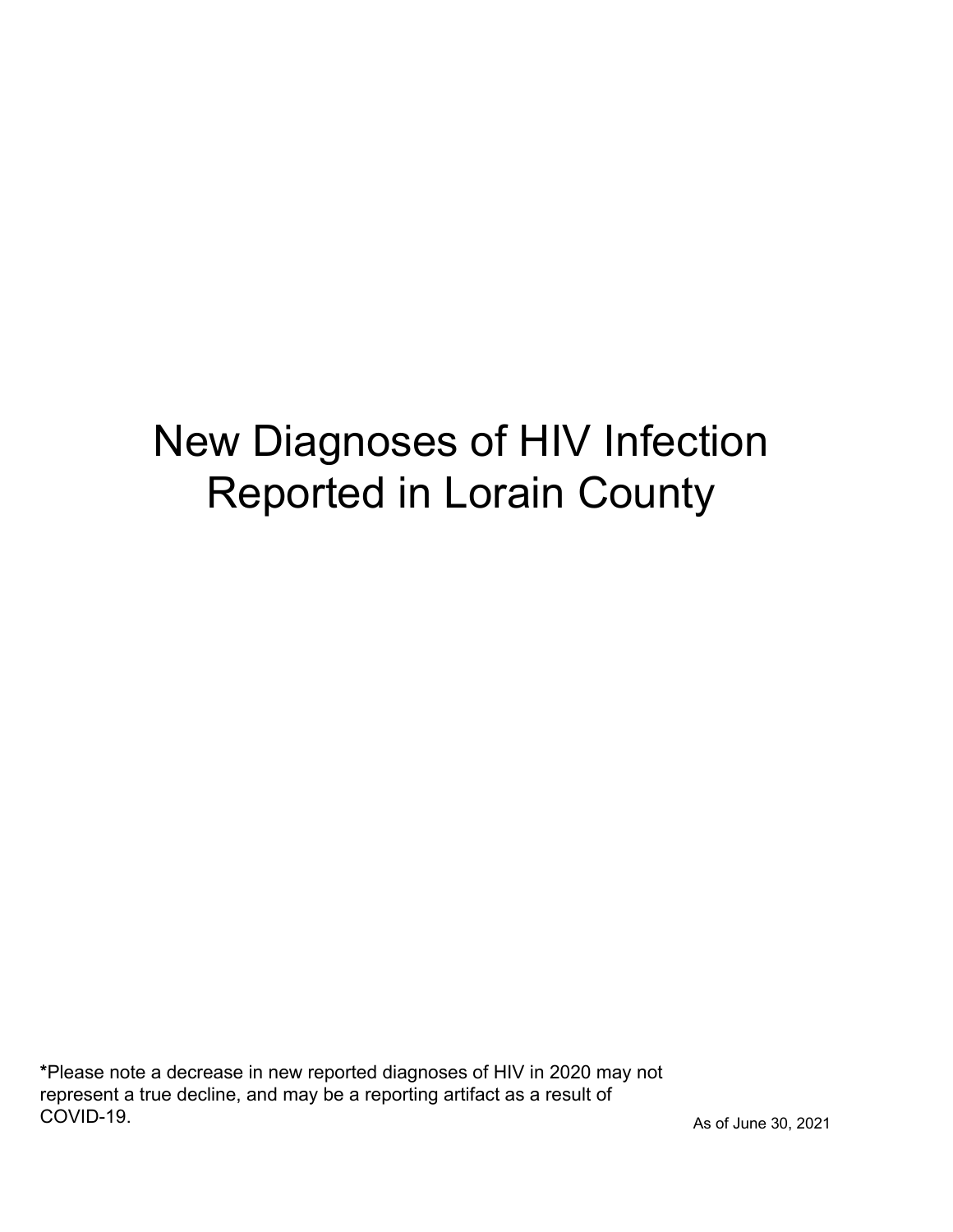# New Diagnoses of HIV Infection Reported in Lorain County

**\***Please note a decrease in new reported diagnoses of HIV in 2020 may not represent a true decline, and may be a reporting artifact as a result of COVID-19.

As of June 30, 2021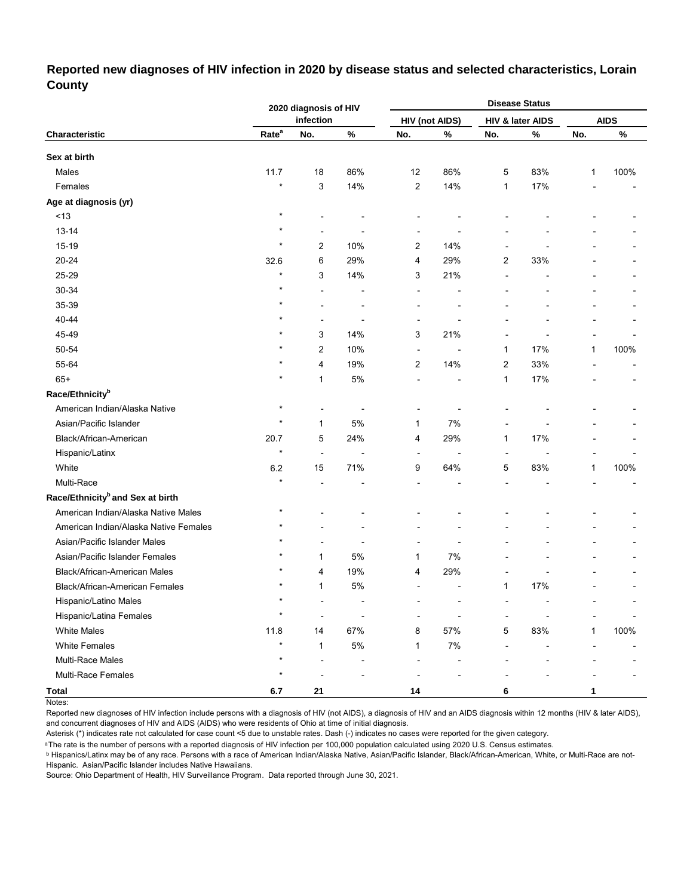## Reported new diagnoses of HIV infection in 2020 by disease status and selected characteristics, Lorain County

| Characteristic | 2020 diagnosis of HIV infection | | | Disease Status | | | | | |
|---|---|---|---|---|---|---|---|---|---|
| | | | | HIV (not AIDS) | | HIV & later AIDS | | AIDS | |
| | Rate[a] | No. | % | No. | % | No. | % | No. | % |
| **Sex at birth** | | | | | | | | | |
| Males | 11.7 | 18 | 86% | 12 | 86% | 5 | 83% | 1 | 100% |
| Females | * | 3 | 14% | 2 | 14% | 1 | 17% | - | - |
| **Age at diagnosis (yr)** | | | | | | | | | |
| <13 | * | - | - | - | - | - | - | - | - |
| 13-14 | * | - | - | - | - | - | - | - | - |
| 15-19 | * | 2 | 10% | 2 | 14% | - | - | - | - |
| 20-24 | 32.6 | 6 | 29% | 4 | 29% | 2 | 33% | - | - |
| 25-29 | * | 3 | 14% | 3 | 21% | - | - | - | - |
| 30-34 | * | - | - | - | - | - | - | - | - |
| 35-39 | * | - | - | - | - | - | - | - | - |
| 40-44 | * | - | - | - | - | - | - | - | - |
| 45-49 | * | 3 | 14% | 3 | 21% | - | - | - | - |
| 50-54 | * | 2 | 10% | - | - | 1 | 17% | 1 | 100% |
| 55-64 | * | 4 | 19% | 2 | 14% | 2 | 33% | - | - |
| 65+ | * | 1 | 5% | - | - | 1 | 17% | - | - |
| **Race/Ethnicity[b]** | | | | | | | | | |
| American Indian/Alaska Native | * | - | - | - | - | - | - | - | - |
| Asian/Pacific Islander | * | 1 | 5% | 1 | 7% | - | - | - | - |
| Black/African-American | 20.7 | 5 | 24% | 4 | 29% | 1 | 17% | - | - |
| Hispanic/Latinx | * | - | - | - | - | - | - | - | - |
| White | 6.2 | 15 | 71% | 9 | 64% | 5 | 83% | 1 | 100% |
| Multi-Race | * | - | - | - | - | - | - | - | - |
| **Race/Ethnicity[b] and Sex at birth** | | | | | | | | | |
| American Indian/Alaska Native Males | * | - | - | - | - | - | - | - | - |
| American Indian/Alaska Native Females | * | - | - | - | - | - | - | - | - |
| Asian/Pacific Islander Males | * | - | - | - | - | - | - | - | - |
| Asian/Pacific Islander Females | * | 1 | 5% | 1 | 7% | - | - | - | - |
| Black/African-American Males | * | 4 | 19% | 4 | 29% | - | - | - | - |
| Black/African-American Females | * | 1 | 5% | - | - | 1 | 17% | - | - |
| Hispanic/Latino Males | * | - | - | - | - | - | - | - | - |
| Hispanic/Latina Females | * | - | - | - | - | - | - | - | - |
| White Males | 11.8 | 14 | 67% | 8 | 57% | 5 | 83% | 1 | 100% |
| White Females | * | 1 | 5% | 1 | 7% | - | - | - | - |
| Multi-Race Males | * | - | - | - | - | - | - | - | - |
| Multi-Race Females | * | - | - | - | - | - | - | - | - |
| **Total** | **6.7** | **21** | | **14** | | **6** | | **1** | |

Notes:

Reported new diagnoses of HIV infection include persons with a diagnosis of HIV (not AIDS), a diagnosis of HIV and an AIDS diagnosis within 12 months (HIV & later AIDS), and concurrent diagnoses of HIV and AIDS (AIDS) who were residents of Ohio at time of initial diagnosis.

Asterisk (*) indicates rate not calculated for case count <5 due to unstable rates. Dash (-) indicates no cases were reported for the given category.

[a] The rate is the number of persons with a reported diagnosis of HIV infection per 100,000 population calculated using 2020 U.S. Census estimates.

[b] Hispanics/Latinx may be of any race. Persons with a race of American Indian/Alaska Native, Asian/Pacific Islander, Black/African-American, White, or Multi-Race are not-Hispanic. Asian/Pacific Islander includes Native Hawaiians.

Source: Ohio Department of Health, HIV Surveillance Program. Data reported through June 30, 2021.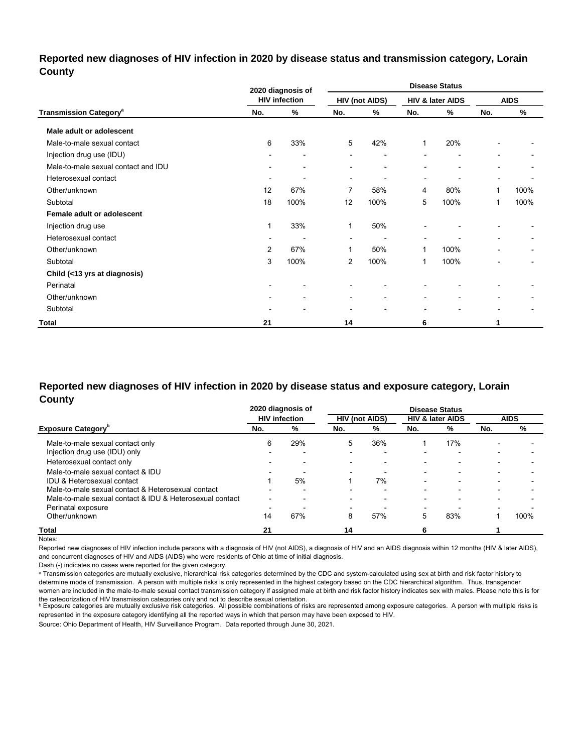## Reported new diagnoses of HIV infection in 2020 by disease status and transmission category, Lorain County

| Transmission Category[a] | 2020 diagnosis of HIV infection | | Disease Status | | | | | |
|---|---|---|---|---|---|---|---|---|
| | | | HIV (not AIDS) | | HIV & later AIDS | | AIDS | |
| | No. | % | No. | % | No. | % | No. | % |
| **Male adult or adolescent** | | | | | | | | |
| Male-to-male sexual contact | 6 | 33% | 5 | 42% | 1 | 20% | - | - |
| Injection drug use (IDU) | - | - | - | - | - | - | - | - |
| Male-to-male sexual contact and IDU | - | - | - | - | - | - | - | - |
| Heterosexual contact | - | - | - | - | - | - | - | - |
| Other/unknown | 12 | 67% | 7 | 58% | 4 | 80% | 1 | 100% |
| Subtotal | 18 | 100% | 12 | 100% | 5 | 100% | 1 | 100% |
| **Female adult or adolescent** | | | | | | | | |
| Injection drug use | 1 | 33% | 1 | 50% | - | - | - | - |
| Heterosexual contact | - | - | - | - | - | - | - | - |
| Other/unknown | 2 | 67% | 1 | 50% | 1 | 100% | - | - |
| Subtotal | 3 | 100% | 2 | 100% | 1 | 100% | - | - |
| **Child (<13 yrs at diagnosis)** | | | | | | | | |
| Perinatal | - | - | - | - | - | - | - | - |
| Other/unknown | - | - | - | - | - | - | - | - |
| Subtotal | - | - | - | - | - | - | - | - |
| **Total** | **21** | | **14** | | **6** | | **1** | |

## Reported new diagnoses of HIV infection in 2020 by disease status and exposure category, Lorain County

| Exposure Category[b] | 2020 diagnosis of HIV infection | | Disease Status | | | | | |
|---|---|---|---|---|---|---|---|---|
| | | | HIV (not AIDS) | | HIV & later AIDS | | AIDS | |
| | No. | % | No. | % | No. | % | No. | % |
| Male-to-male sexual contact only | 6 | 29% | 5 | 36% | 1 | 17% | - | - |
| Injection drug use (IDU) only | - | - | - | - | - | - | - | - |
| Heterosexual contact only | - | - | - | - | - | - | - | - |
| Male-to-male sexual contact & IDU | - | - | - | - | - | - | - | - |
| IDU & Heterosexual contact | 1 | 5% | 1 | 7% | - | - | - | - |
| Male-to-male sexual contact & Heterosexual contact | - | - | - | - | - | - | - | - |
| Male-to-male sexual contact & IDU & Heterosexual contact | - | - | - | - | - | - | - | - |
| Perinatal exposure | - | - | - | - | - | - | - | - |
| Other/unknown | 14 | 67% | 8 | 57% | 5 | 83% | 1 | 100% |
| **Total** | **21** | | **14** | | **6** | | **1** | |

Notes:

Reported new diagnoses of HIV infection include persons with a diagnosis of HIV (not AIDS), a diagnosis of HIV and an AIDS diagnosis within 12 months (HIV & later AIDS), and concurrent diagnoses of HIV and AIDS (AIDS) who were residents of Ohio at time of initial diagnosis.

Dash (-) indicates no cases were reported for the given category.

[a] Transmission categories are mutually exclusive, hierarchical risk categories determined by the CDC and system-calculated using sex at birth and risk factor history to determine mode of transmission. A person with multiple risks is only represented in the highest category based on the CDC hierarchical algorithm. Thus, transgender women are included in the male-to-male sexual contact transmission category if assigned male at birth and risk factor history indicates sex with males. Please note this is for the categorization of HIV transmission categories only and not to describe sexual orientation.

[b] Exposure categories are mutually exclusive risk categories. All possible combinations of risks are represented among exposure categories. A person with multiple risks is represented in the exposure category identifying all the reported ways in which that person may have been exposed to HIV.

Source: Ohio Department of Health, HIV Surveillance Program. Data reported through June 30, 2021.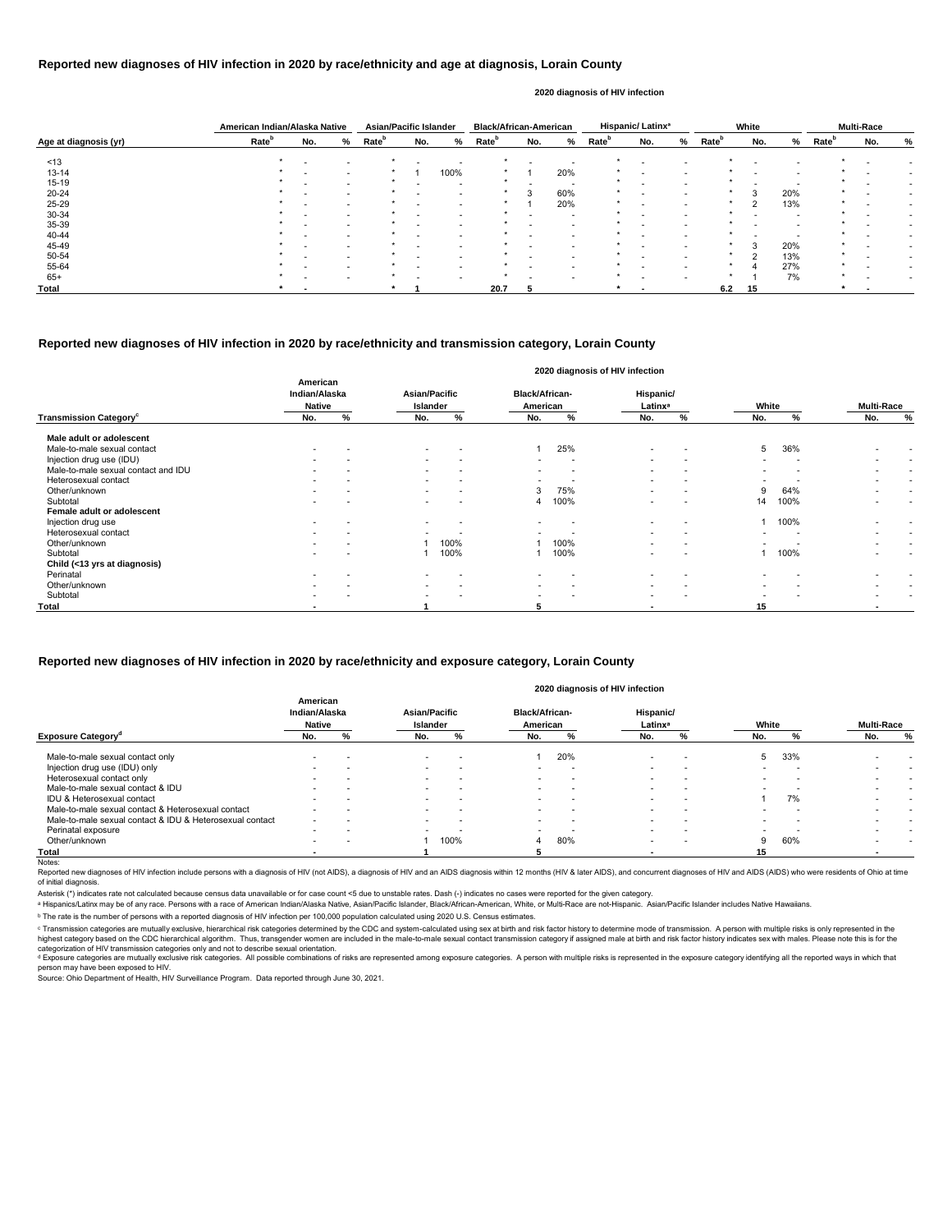## Reported new diagnoses of HIV infection in 2020 by race/ethnicity and age at diagnosis, Lorain County

2020 diagnosis of HIV infection

| Age at diagnosis (yr) | American Indian/Alaska Native Rate[b] | No. | % | Asian/Pacific Islander Rate[b] | No. | % | Black/African-American Rate[b] | No. | % | Hispanic/ Latinx[a] Rate[b] | No. | % | White Rate[b] | No. | % | Multi-Race Rate[b] | No. | % |
|---|---|---|---|---|---|---|---|---|---|---|---|---|---|---|---|---|---|---|
| <13 | * | - | - | * | - | - | * | - | - | * | - | - | * | - | - | * | - | - |
| 13-14 | * | - | - | * | 1 | 100% | * | 1 | 20% | * | - | - | * | - | - | * | - | - |
| 15-19 | * | - | - | * | - | - | * | - | - | * | - | - | * | - | - | * | - | - |
| 20-24 | * | - | - | * | - | - | * | 3 | 60% | * | - | - | * | 3 | 20% | * | - | - |
| 25-29 | * | - | - | * | - | - | * | 1 | 20% | * | - | - | * | 2 | 13% | * | - | - |
| 30-34 | * | - | - | * | - | - | * | - | - | * | - | - | * | - | - | * | - | - |
| 35-39 | * | - | - | * | - | - | * | - | - | * | - | - | * | - | - | * | - | - |
| 40-44 | * | - | - | * | - | - | * | - | - | * | - | - | * | - | - | * | - | - |
| 45-49 | * | - | - | * | - | - | * | - | - | * | - | - | * | 3 | 20% | * | - | - |
| 50-54 | * | - | - | * | - | - | * | - | - | * | - | - | * | 2 | 13% | * | - | - |
| 55-64 | * | - | - | * | - | - | * | - | - | * | - | - | * | 4 | 27% | * | - | - |
| 65+ | * | - | - | * | - | - | * | - | - | * | - | - | * | 1 | 7% | * | - | - |
| **Total** | * | - | | * | 1 | | 20.7 | 5 | | * | - | | 6.2 | 15 | | * | - | |

## Reported new diagnoses of HIV infection in 2020 by race/ethnicity and transmission category, Lorain County

2020 diagnosis of HIV infection

| Transmission Category[c] | American Indian/Alaska Native No. | % | Asian/Pacific Islander No. | % | Black/African-American No. | % | Hispanic/ Latinx[a] No. | % | White No. | % | Multi-Race No. | % |
|---|---|---|---|---|---|---|---|---|---|---|---|---|
| **Male adult or adolescent** | | | | | | | | | | | | |
| Male-to-male sexual contact | - | - | - | - | 1 | 25% | - | - | 5 | 36% | - | - |
| Injection drug use (IDU) | - | - | - | - | - | - | - | - | - | - | - | - |
| Male-to-male sexual contact and IDU | - | - | - | - | - | - | - | - | - | - | - | - |
| Heterosexual contact | - | - | - | - | - | - | - | - | - | - | - | - |
| Other/unknown | - | - | - | - | 3 | 75% | - | - | 9 | 64% | - | - |
| Subtotal | - | - | - | - | 4 | 100% | - | - | 14 | 100% | - | - |
| **Female adult or adolescent** | | | | | | | | | | | | |
| Injection drug use | - | - | - | - | - | - | - | - | 1 | 100% | - | - |
| Heterosexual contact | - | - | - | - | - | - | - | - | - | - | - | - |
| Other/unknown | - | - | 1 | 100% | 1 | 100% | - | - | - | - | - | - |
| Subtotal | - | - | 1 | 100% | 1 | 100% | - | - | 1 | 100% | - | - |
| **Child (<13 yrs at diagnosis)** | | | | | | | | | | | | |
| Perinatal | - | - | - | - | - | - | - | - | - | - | - | - |
| Other/unknown | - | - | - | - | - | - | - | - | - | - | - | - |
| Subtotal | - | - | - | - | - | - | - | - | - | - | - | - |
| **Total** | - | | 1 | | 5 | | - | | 15 | | - | |

## Reported new diagnoses of HIV infection in 2020 by race/ethnicity and exposure category, Lorain County

2020 diagnosis of HIV infection

| Exposure Category[d] | American Indian/Alaska Native No. | % | Asian/Pacific Islander No. | % | Black/African-American No. | % | Hispanic/ Latinx[a] No. | % | White No. | % | Multi-Race No. | % |
|---|---|---|---|---|---|---|---|---|---|---|---|---|
| Male-to-male sexual contact only | - | - | - | - | 1 | 20% | - | - | 5 | 33% | - | - |
| Injection drug use (IDU) only | - | - | - | - | - | - | - | - | - | - | - | - |
| Heterosexual contact only | - | - | - | - | - | - | - | - | - | - | - | - |
| Male-to-male sexual contact & IDU | - | - | - | - | - | - | - | - | - | - | - | - |
| IDU & Heterosexual contact | - | - | - | - | - | - | - | - | 1 | 7% | - | - |
| Male-to-male sexual contact & Heterosexual contact | - | - | - | - | - | - | - | - | - | - | - | - |
| Male-to-male sexual contact & IDU & Heterosexual contact | - | - | - | - | - | - | - | - | - | - | - | - |
| Perinatal exposure | - | - | - | - | - | - | - | - | - | - | - | - |
| Other/unknown | - | - | 1 | 100% | 4 | 80% | - | - | 9 | 60% | - | - |
| **Total** | - | | 1 | | 5 | | - | | 15 | | - | |

Notes:

Reported new diagnoses of HIV infection include persons with a diagnosis of HIV (not AIDS), a diagnosis of HIV and an AIDS diagnosis within 12 months (HIV & later AIDS), and concurrent diagnoses of HIV and AIDS (AIDS) who were residents of Ohio at time of initial diagnosis.

Asterisk (*) indicates rate not calculated because census data unavailable or for case count <5 due to unstable rates. Dash (-) indicates no cases were reported for the given category.

[a] Hispanics/Latinx may be of any race. Persons with a race of American Indian/Alaska Native, Asian/Pacific Islander, Black/African-American, White, or Multi-Race are not-Hispanic. Asian/Pacific Islander includes Native Hawaiians.

[b] The rate is the number of persons with a reported diagnosis of HIV infection per 100,000 population calculated using 2020 U.S. Census estimates.

[c] Transmission categories are mutually exclusive, hierarchical risk categories determined by the CDC and system-calculated using sex at birth and risk factor history to determine mode of transmission. A person with multiple risks is only represented in the highest category based on the CDC hierarchical algorithm. Thus, transgender women are included in the male-to-male sexual contact transmission category if assigned male at birth and risk factor history indicates sex with males. Please note this is for the categorization of HIV transmission categories only and not to describe sexual orientation.

[d] Exposure categories are mutually exclusive risk categories. All possible combinations of risks are represented among exposure categories. A person with multiple risks is represented in the exposure category identifying all the reported ways in which that person may have been exposed to HIV.

Source: Ohio Department of Health, HIV Surveillance Program. Data reported through June 30, 2021.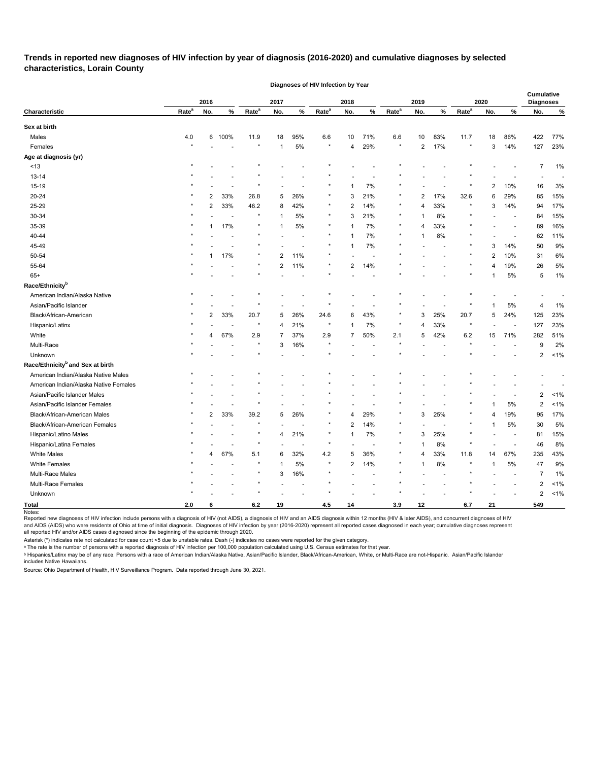# Trends in reported new diagnoses of HIV infection by year of diagnosis (2016-2020) and cumulative diagnoses by selected characteristics, Lorain County

| Characteristic | 2016 Rate[a] | 2016 No. | 2016 % | 2017 Rate[a] | 2017 No. | 2017 % | 2018 Rate[a] | 2018 No. | 2018 % | 2019 Rate[a] | 2019 No. | 2019 % | 2020 Rate[a] | 2020 No. | 2020 % | Cumulative Diagnoses No. | Cumulative Diagnoses % |
|---|---|---|---|---|---|---|---|---|---|---|---|---|---|---|---|---|---|
| **Sex at birth** | | | | | | | | | | | | | | | | | |
| Males | 4.0 | 6 | 100% | 11.9 | 18 | 95% | 6.6 | 10 | 71% | 6.6 | 10 | 83% | 11.7 | 18 | 86% | 422 | 77% |
| Females | * | - | - | * | 1 | 5% | * | 4 | 29% | * | 2 | 17% | * | 3 | 14% | 127 | 23% |
| **Age at diagnosis (yr)** | | | | | | | | | | | | | | | | | |
| <13 | * | - | - | * | - | - | * | - | - | * | - | - | * | - | - | 7 | 1% |
| 13-14 | * | - | - | * | - | - | * | - | - | * | - | - | * | - | - | - | - |
| 15-19 | * | - | - | * | - | - | * | 1 | 7% | * | - | - | * | 2 | 10% | 16 | 3% |
| 20-24 | * | 2 | 33% | 26.8 | 5 | 26% | * | 3 | 21% | * | 2 | 17% | 32.6 | 6 | 29% | 85 | 15% |
| 25-29 | * | 2 | 33% | 46.2 | 8 | 42% | * | 2 | 14% | * | 4 | 33% | * | 3 | 14% | 94 | 17% |
| 30-34 | * | - | - | * | 1 | 5% | * | 3 | 21% | * | 1 | 8% | * | - | - | 84 | 15% |
| 35-39 | * | 1 | 17% | * | 1 | 5% | * | 1 | 7% | * | 4 | 33% | * | - | - | 89 | 16% |
| 40-44 | * | - | - | * | - | - | * | 1 | 7% | * | 1 | 8% | * | - | - | 62 | 11% |
| 45-49 | * | - | - | * | - | - | * | 1 | 7% | * | - | - | * | 3 | 14% | 50 | 9% |
| 50-54 | * | 1 | 17% | * | 2 | 11% | * | - | - | * | - | - | * | 2 | 10% | 31 | 6% |
| 55-64 | * | - | - | * | 2 | 11% | * | 2 | 14% | * | - | - | * | 4 | 19% | 26 | 5% |
| 65+ | * | - | - | * | - | - | * | - | - | * | - | - | * | 1 | 5% | 5 | 1% |
| **Race/Ethnicity[b]** | | | | | | | | | | | | | | | | | |
| American Indian/Alaska Native | * | - | - | * | - | - | * | - | - | * | - | - | * | - | - | - | - |
| Asian/Pacific Islander | * | - | - | * | - | - | * | - | - | * | - | - | * | 1 | 5% | 4 | 1% |
| Black/African-American | * | 2 | 33% | 20.7 | 5 | 26% | 24.6 | 6 | 43% | * | 3 | 25% | 20.7 | 5 | 24% | 125 | 23% |
| Hispanic/Latinx | * | - | - | * | 4 | 21% | * | 1 | 7% | * | 4 | 33% | * | - | - | 127 | 23% |
| White | * | 4 | 67% | 2.9 | 7 | 37% | 2.9 | 7 | 50% | 2.1 | 5 | 42% | 6.2 | 15 | 71% | 282 | 51% |
| Multi-Race | * | - | - | * | 3 | 16% | * | - | - | * | - | - | * | - | - | 9 | 2% |
| Unknown | * | - | - | * | - | - | * | - | - | * | - | - | * | - | - | 2 | <1% |
| **Race/Ethnicity[b] and Sex at birth** | | | | | | | | | | | | | | | | | |
| American Indian/Alaska Native Males | * | - | - | * | - | - | * | - | - | * | - | - | * | - | - | - | - |
| American Indian/Alaska Native Females | * | - | - | * | - | - | * | - | - | * | - | - | * | - | - | - | - |
| Asian/Pacific Islander Males | * | - | - | * | - | - | * | - | - | * | - | - | * | - | - | 2 | <1% |
| Asian/Pacific Islander Females | * | - | - | * | - | - | * | - | - | * | - | - | * | 1 | 5% | 2 | <1% |
| Black/African-American Males | * | 2 | 33% | 39.2 | 5 | 26% | * | 4 | 29% | * | 3 | 25% | * | 4 | 19% | 95 | 17% |
| Black/African-American Females | * | - | - | * | - | - | * | 2 | 14% | * | - | - | * | 1 | 5% | 30 | 5% |
| Hispanic/Latino Males | * | - | - | * | 4 | 21% | * | 1 | 7% | * | 3 | 25% | * | - | - | 81 | 15% |
| Hispanic/Latina Females | * | - | - | * | - | - | * | - | - | * | 1 | 8% | * | - | - | 46 | 8% |
| White Males | * | 4 | 67% | 5.1 | 6 | 32% | 4.2 | 5 | 36% | * | 4 | 33% | 11.8 | 14 | 67% | 235 | 43% |
| White Females | * | - | - | * | 1 | 5% | * | 2 | 14% | * | 1 | 8% | * | 1 | 5% | 47 | 9% |
| Multi-Race Males | * | - | - | * | 3 | 16% | * | - | - | * | - | - | * | - | - | 7 | 1% |
| Multi-Race Females | * | - | - | * | - | - | * | - | - | * | - | - | * | - | - | 2 | <1% |
| Unknown | * | - | - | * | - | - | * | - | - | * | - | - | * | - | - | 2 | <1% |
| **Total** | **2.0** | **6** | | **6.2** | **19** | | **4.5** | **14** | | **3.9** | **12** | | **6.7** | **21** | | **549** | |

Notes:

Reported new diagnoses of HIV infection include persons with a diagnosis of HIV (not AIDS), a diagnosis of HIV and an AIDS diagnosis within 12 months (HIV & later AIDS), and concurrent diagnoses of HIV and AIDS (AIDS) who were residents of Ohio at time of initial diagnosis. Diagnoses of HIV infection by year (2016-2020) represent all reported cases diagnosed in each year; cumulative diagnoses represent all reported HIV and/or AIDS cases diagnosed since the beginning of the epidemic through 2020.

Asterisk (*) indicates rate not calculated for case count <5 due to unstable rates. Dash (-) indicates no cases were reported for the given category.

[a] The rate is the number of persons with a reported diagnosis of HIV infection per 100,000 population calculated using U.S. Census estimates for that year.

[b] Hispanics/Latinx may be of any race. Persons with a race of American Indian/Alaska Native, Asian/Pacific Islander, Black/African-American, White, or Multi-Race are not-Hispanic. Asian/Pacific Islander includes Native Hawaiians.

Source: Ohio Department of Health, HIV Surveillance Program. Data reported through June 30, 2021.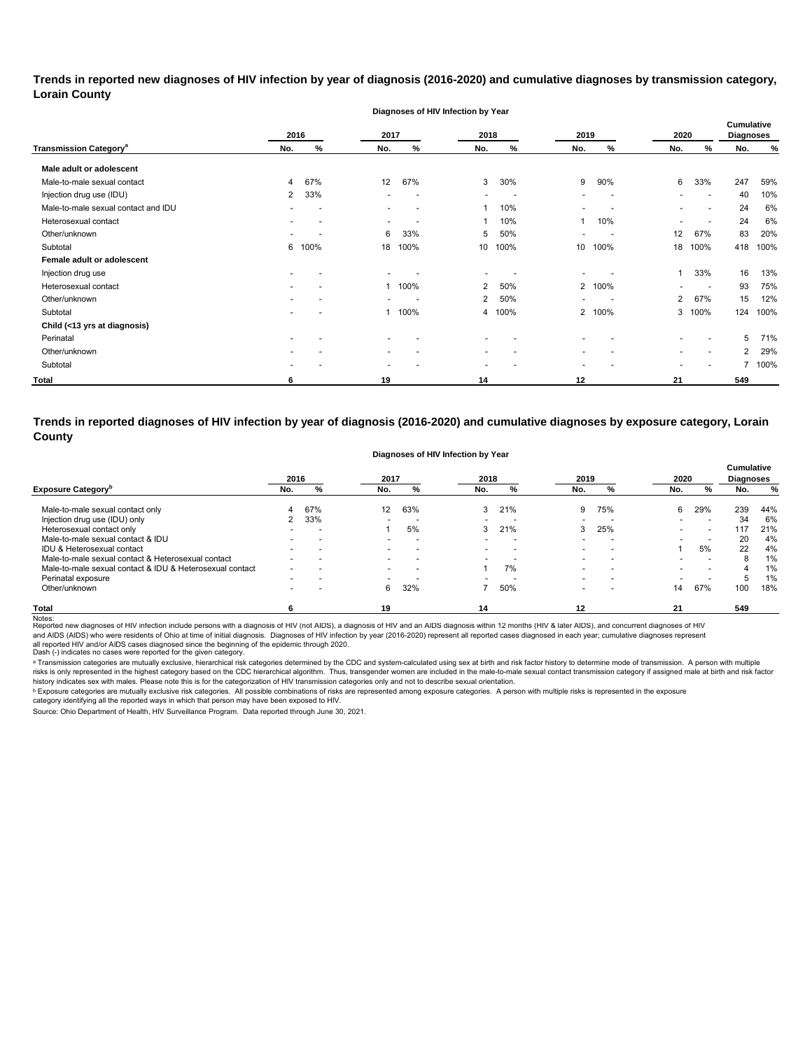**Trends in reported new diagnoses of HIV infection by year of diagnosis (2016-2020) and cumulative diagnoses by transmission category, Lorain County**

| | Diagnoses of HIV Infection by Year | | | | | | | | | | Cumulative Diagnoses | |
|---|---|---|---|---|---|---|---|---|---|---|---|---|
| | 2016 | | 2017 | | 2018 | | 2019 | | 2020 | | | |
| **Transmission Category[a]** | **No.** | **%** | **No.** | **%** | **No.** | **%** | **No.** | **%** | **No.** | **%** | **No.** | **%** |
| **Male adult or adolescent** | | | | | | | | | | | | |
| Male-to-male sexual contact | 4 | 67% | 12 | 67% | 3 | 30% | 9 | 90% | 6 | 33% | 247 | 59% |
| Injection drug use (IDU) | 2 | 33% | - | - | - | - | - | - | - | - | 40 | 10% |
| Male-to-male sexual contact and IDU | - | - | - | - | 1 | 10% | - | - | - | - | 24 | 6% |
| Heterosexual contact | - | - | - | - | 1 | 10% | 1 | 10% | - | - | 24 | 6% |
| Other/unknown | - | - | 6 | 33% | 5 | 50% | - | - | 12 | 67% | 83 | 20% |
| Subtotal | 6 | 100% | 18 | 100% | 10 | 100% | 10 | 100% | 18 | 100% | 418 | 100% |
| **Female adult or adolescent** | | | | | | | | | | | | |
| Injection drug use | - | - | - | - | - | - | - | - | 1 | 33% | 16 | 13% |
| Heterosexual contact | - | - | 1 | 100% | 2 | 50% | 2 | 100% | - | - | 93 | 75% |
| Other/unknown | - | - | - | - | 2 | 50% | - | - | 2 | 67% | 15 | 12% |
| Subtotal | - | - | 1 | 100% | 4 | 100% | 2 | 100% | 3 | 100% | 124 | 100% |
| **Child (<13 yrs at diagnosis)** | | | | | | | | | | | | |
| Perinatal | - | - | - | - | - | - | - | - | - | - | 5 | 71% |
| Other/unknown | - | - | - | - | - | - | - | - | - | - | 2 | 29% |
| Subtotal | - | - | - | - | - | - | - | - | - | - | 7 | 100% |
| **Total** | **6** | | **19** | | **14** | | **12** | | **21** | | **549** | |

**Trends in reported diagnoses of HIV infection by year of diagnosis (2016-2020) and cumulative diagnoses by exposure category, Lorain County**

| | Diagnoses of HIV Infection by Year | | | | | | | | | | Cumulative Diagnoses | |
|---|---|---|---|---|---|---|---|---|---|---|---|---|
| | 2016 | | 2017 | | 2018 | | 2019 | | 2020 | | | |
| **Exposure Category[b]** | **No.** | **%** | **No.** | **%** | **No.** | **%** | **No.** | **%** | **No.** | **%** | **No.** | **%** |
| Male-to-male sexual contact only | 4 | 67% | 12 | 63% | 3 | 21% | 9 | 75% | 6 | 29% | 239 | 44% |
| Injection drug use (IDU) only | 2 | 33% | - | - | - | - | - | - | - | - | 34 | 6% |
| Heterosexual contact only | - | - | 1 | 5% | 3 | 21% | 3 | 25% | - | - | 117 | 21% |
| Male-to-male sexual contact & IDU | - | - | - | - | - | - | - | - | - | - | 20 | 4% |
| IDU & Heterosexual contact | - | - | - | - | - | - | - | - | 1 | 5% | 22 | 4% |
| Male-to-male sexual contact & Heterosexual contact | - | - | - | - | - | - | - | - | - | - | 8 | 1% |
| Male-to-male sexual contact & IDU & Heterosexual contact | - | - | - | - | 1 | 7% | - | - | - | - | 4 | 1% |
| Perinatal exposure | - | - | - | - | - | - | - | - | - | - | 5 | 1% |
| Other/unknown | - | - | 6 | 32% | 7 | 50% | - | - | 14 | 67% | 100 | 18% |
| **Total** | **6** | | **19** | | **14** | | **12** | | **21** | | **549** | |

Notes:
Reported new diagnoses of HIV infection include persons with a diagnosis of HIV (not AIDS), a diagnosis of HIV and an AIDS diagnosis within 12 months (HIV & later AIDS), and concurrent diagnoses of HIV and AIDS (AIDS) who were residents of Ohio at time of initial diagnosis. Diagnoses of HIV infection by year (2016-2020) represent all reported cases diagnosed in each year; cumulative diagnoses represent all reported HIV and/or AIDS cases diagnosed since the beginning of the epidemic through 2020.
Dash (-) indicates no cases were reported for the given category.

[a] Transmission categories are mutually exclusive, hierarchical risk categories determined by the CDC and system-calculated using sex at birth and risk factor history to determine mode of transmission. A person with multiple risks is only represented in the highest category based on the CDC hierarchical algorithm. Thus, transgender women are included in the male-to-male sexual contact transmission category if assigned male at birth and risk factor history indicates sex with males. Please note this is for the categorization of HIV transmission categories only and not to describe sexual orientation.

[b] Exposure categories are mutually exclusive risk categories. All possible combinations of risks are represented among exposure categories. A person with multiple risks is represented in the exposure category identifying all the reported ways in which that person may have been exposed to HIV.

Source: Ohio Department of Health, HIV Surveillance Program. Data reported through June 30, 2021.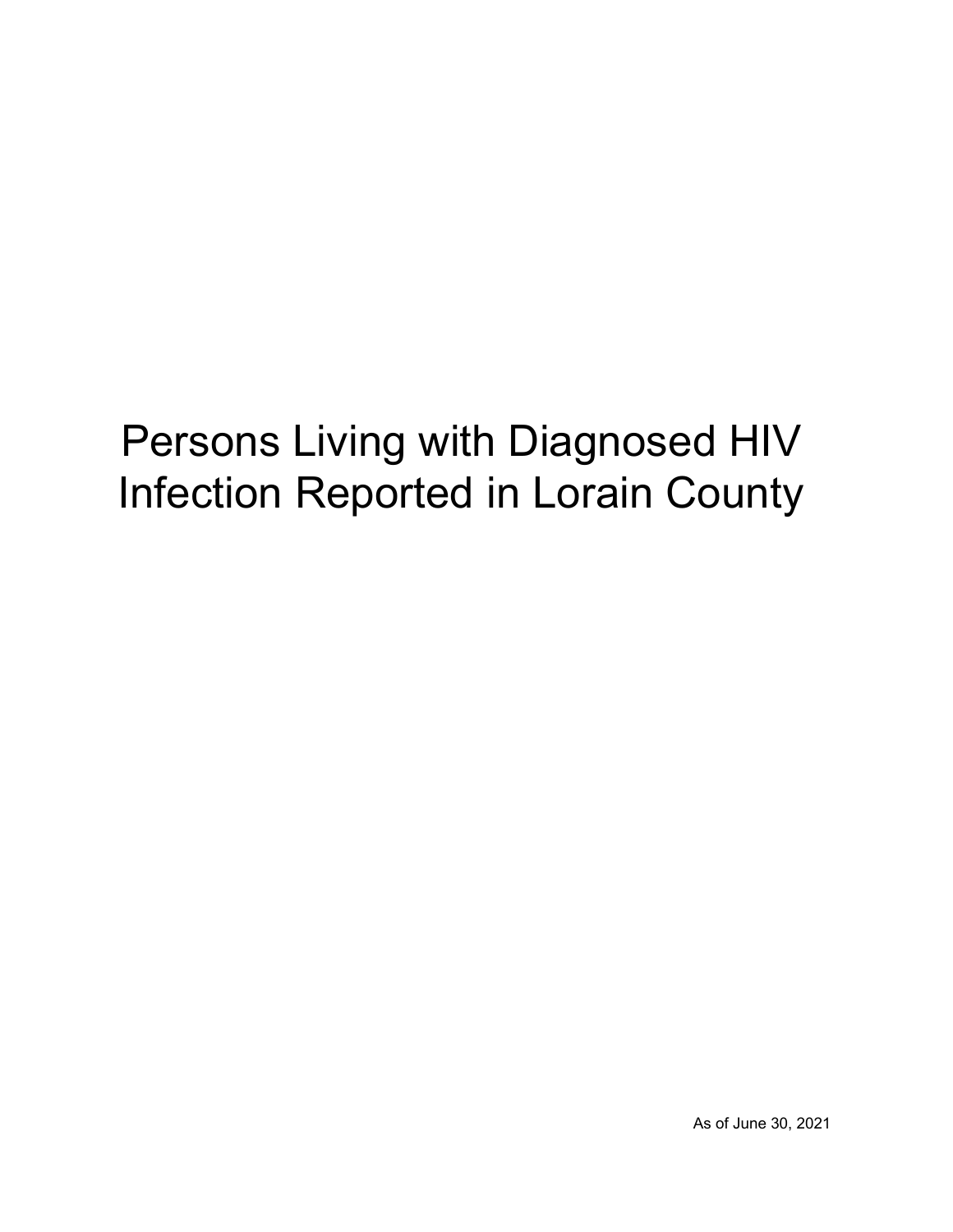# Persons Living with Diagnosed HIV Infection Reported in Lorain County

As of June 30, 2021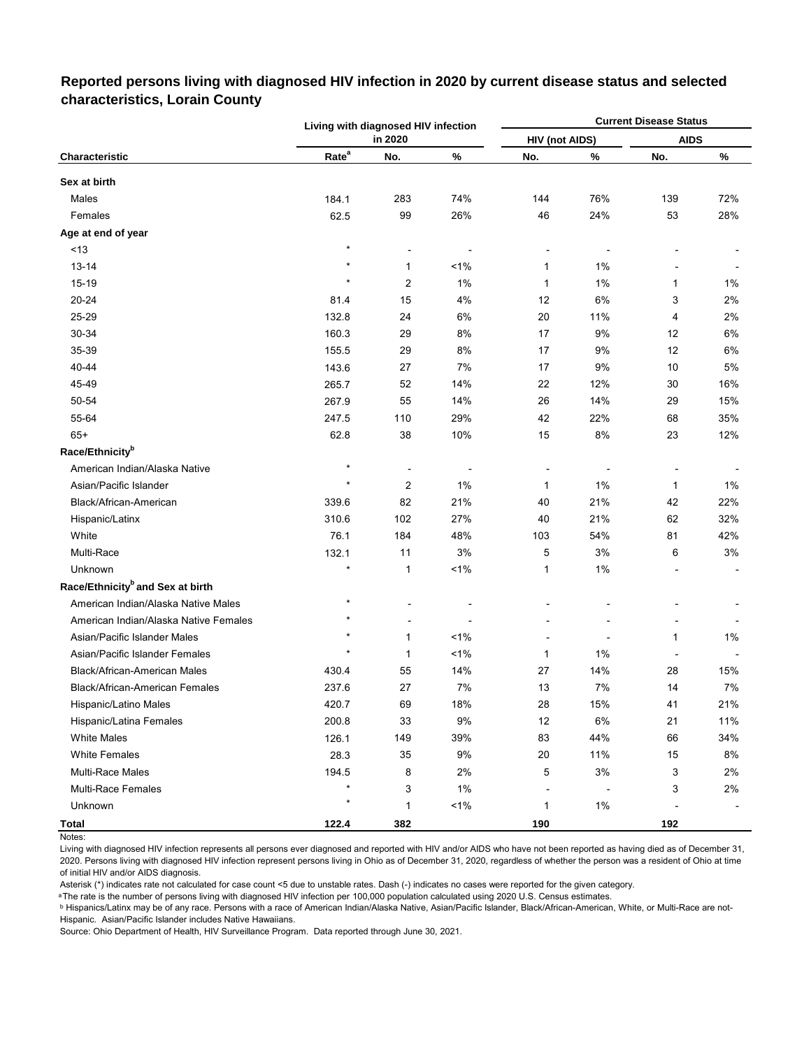## Reported persons living with diagnosed HIV infection in 2020 by current disease status and selected characteristics, Lorain County

| Characteristic | Living with diagnosed HIV infection in 2020 | | | Current Disease Status | | | |
|---|---|---|---|---|---|---|---|
| | | | | HIV (not AIDS) | | AIDS | |
| | Rate[a] | No. | % | No. | % | No. | % |
| **Sex at birth** | | | | | | | |
| Males | 184.1 | 283 | 74% | 144 | 76% | 139 | 72% |
| Females | 62.5 | 99 | 26% | 46 | 24% | 53 | 28% |
| **Age at end of year** | | | | | | | |
| <13 | * | - | - | - | - | - | - |
| 13-14 | * | 1 | <1% | 1 | 1% | - | - |
| 15-19 | * | 2 | 1% | 1 | 1% | 1 | 1% |
| 20-24 | 81.4 | 15 | 4% | 12 | 6% | 3 | 2% |
| 25-29 | 132.8 | 24 | 6% | 20 | 11% | 4 | 2% |
| 30-34 | 160.3 | 29 | 8% | 17 | 9% | 12 | 6% |
| 35-39 | 155.5 | 29 | 8% | 17 | 9% | 12 | 6% |
| 40-44 | 143.6 | 27 | 7% | 17 | 9% | 10 | 5% |
| 45-49 | 265.7 | 52 | 14% | 22 | 12% | 30 | 16% |
| 50-54 | 267.9 | 55 | 14% | 26 | 14% | 29 | 15% |
| 55-64 | 247.5 | 110 | 29% | 42 | 22% | 68 | 35% |
| 65+ | 62.8 | 38 | 10% | 15 | 8% | 23 | 12% |
| **Race/Ethnicity[b]** | | | | | | | |
| American Indian/Alaska Native | * | - | - | - | - | - | - |
| Asian/Pacific Islander | * | 2 | 1% | 1 | 1% | 1 | 1% |
| Black/African-American | 339.6 | 82 | 21% | 40 | 21% | 42 | 22% |
| Hispanic/Latinx | 310.6 | 102 | 27% | 40 | 21% | 62 | 32% |
| White | 76.1 | 184 | 48% | 103 | 54% | 81 | 42% |
| Multi-Race | 132.1 | 11 | 3% | 5 | 3% | 6 | 3% |
| Unknown | * | 1 | <1% | 1 | 1% | - | - |
| **Race/Ethnicity[b] and Sex at birth** | | | | | | | |
| American Indian/Alaska Native Males | * | - | - | - | - | - | - |
| American Indian/Alaska Native Females | * | - | - | - | - | - | - |
| Asian/Pacific Islander Males | * | 1 | <1% | - | - | 1 | 1% |
| Asian/Pacific Islander Females | * | 1 | <1% | 1 | 1% | - | - |
| Black/African-American Males | 430.4 | 55 | 14% | 27 | 14% | 28 | 15% |
| Black/African-American Females | 237.6 | 27 | 7% | 13 | 7% | 14 | 7% |
| Hispanic/Latino Males | 420.7 | 69 | 18% | 28 | 15% | 41 | 21% |
| Hispanic/Latina Females | 200.8 | 33 | 9% | 12 | 6% | 21 | 11% |
| White Males | 126.1 | 149 | 39% | 83 | 44% | 66 | 34% |
| White Females | 28.3 | 35 | 9% | 20 | 11% | 15 | 8% |
| Multi-Race Males | 194.5 | 8 | 2% | 5 | 3% | 3 | 2% |
| Multi-Race Females | * | 3 | 1% | - | - | 3 | 2% |
| Unknown | * | 1 | <1% | 1 | 1% | - | - |
| **Total** | **122.4** | **382** | | **190** | | **192** | |

Notes:

Living with diagnosed HIV infection represents all persons ever diagnosed and reported with HIV and/or AIDS who have not been reported as having died as of December 31, 2020. Persons living with diagnosed HIV infection represent persons living in Ohio as of December 31, 2020, regardless of whether the person was a resident of Ohio at time of initial HIV and/or AIDS diagnosis.

Asterisk (*) indicates rate not calculated for case count <5 due to unstable rates. Dash (-) indicates no cases were reported for the given category.

[a] The rate is the number of persons living with diagnosed HIV infection per 100,000 population calculated using 2020 U.S. Census estimates.

[b] Hispanics/Latinx may be of any race. Persons with a race of American Indian/Alaska Native, Asian/Pacific Islander, Black/African-American, White, or Multi-Race are not-Hispanic. Asian/Pacific Islander includes Native Hawaiians.

Source: Ohio Department of Health, HIV Surveillance Program. Data reported through June 30, 2021.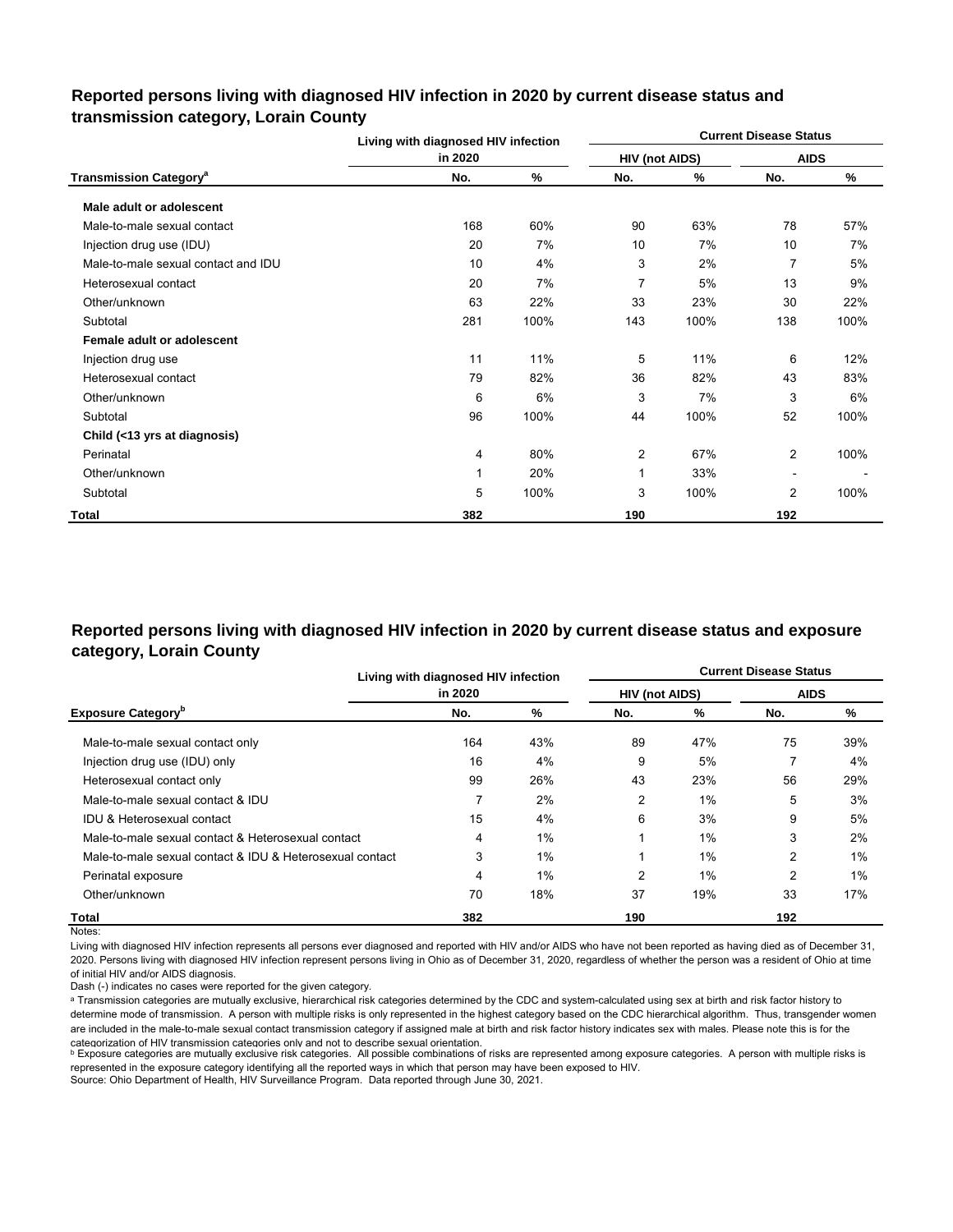## Reported persons living with diagnosed HIV infection in 2020 by current disease status and transmission category, Lorain County

| Transmission Category[a] | Living with diagnosed HIV infection in 2020 | | Current Disease Status | | | |
|---|---|---|---|---|---|---|
| | | | HIV (not AIDS) | | AIDS | |
| | No. | % | No. | % | No. | % |
| **Male adult or adolescent** | | | | | | |
| Male-to-male sexual contact | 168 | 60% | 90 | 63% | 78 | 57% |
| Injection drug use (IDU) | 20 | 7% | 10 | 7% | 10 | 7% |
| Male-to-male sexual contact and IDU | 10 | 4% | 3 | 2% | 7 | 5% |
| Heterosexual contact | 20 | 7% | 7 | 5% | 13 | 9% |
| Other/unknown | 63 | 22% | 33 | 23% | 30 | 22% |
| Subtotal | 281 | 100% | 143 | 100% | 138 | 100% |
| **Female adult or adolescent** | | | | | | |
| Injection drug use | 11 | 11% | 5 | 11% | 6 | 12% |
| Heterosexual contact | 79 | 82% | 36 | 82% | 43 | 83% |
| Other/unknown | 6 | 6% | 3 | 7% | 3 | 6% |
| Subtotal | 96 | 100% | 44 | 100% | 52 | 100% |
| **Child (<13 yrs at diagnosis)** | | | | | | |
| Perinatal | 4 | 80% | 2 | 67% | 2 | 100% |
| Other/unknown | 1 | 20% | 1 | 33% | - | - |
| Subtotal | 5 | 100% | 3 | 100% | 2 | 100% |
| **Total** | **382** | | **190** | | **192** | |

## Reported persons living with diagnosed HIV infection in 2020 by current disease status and exposure category, Lorain County

| Exposure Category[b] | Living with diagnosed HIV infection in 2020 | | Current Disease Status | | | |
|---|---|---|---|---|---|---|
| | | | HIV (not AIDS) | | AIDS | |
| | No. | % | No. | % | No. | % |
| Male-to-male sexual contact only | 164 | 43% | 89 | 47% | 75 | 39% |
| Injection drug use (IDU) only | 16 | 4% | 9 | 5% | 7 | 4% |
| Heterosexual contact only | 99 | 26% | 43 | 23% | 56 | 29% |
| Male-to-male sexual contact & IDU | 7 | 2% | 2 | 1% | 5 | 3% |
| IDU & Heterosexual contact | 15 | 4% | 6 | 3% | 9 | 5% |
| Male-to-male sexual contact & Heterosexual contact | 4 | 1% | 1 | 1% | 3 | 2% |
| Male-to-male sexual contact & IDU & Heterosexual contact | 3 | 1% | 1 | 1% | 2 | 1% |
| Perinatal exposure | 4 | 1% | 2 | 1% | 2 | 1% |
| Other/unknown | 70 | 18% | 37 | 19% | 33 | 17% |
| **Total** | **382** | | **190** | | **192** | |

Notes:

Living with diagnosed HIV infection represents all persons ever diagnosed and reported with HIV and/or AIDS who have not been reported as having died as of December 31, 2020. Persons living with diagnosed HIV infection represent persons living in Ohio as of December 31, 2020, regardless of whether the person was a resident of Ohio at time of initial HIV and/or AIDS diagnosis.

Dash (-) indicates no cases were reported for the given category.

[a] Transmission categories are mutually exclusive, hierarchical risk categories determined by the CDC and system-calculated using sex at birth and risk factor history to determine mode of transmission. A person with multiple risks is only represented in the highest category based on the CDC hierarchical algorithm. Thus, transgender women are included in the male-to-male sexual contact transmission category if assigned male at birth and risk factor history indicates sex with males. Please note this is for the categorization of HIV transmission categories only and not to describe sexual orientation.

[b] Exposure categories are mutually exclusive risk categories. All possible combinations of risks are represented among exposure categories. A person with multiple risks is represented in the exposure category identifying all the reported ways in which that person may have been exposed to HIV.

Source: Ohio Department of Health, HIV Surveillance Program. Data reported through June 30, 2021.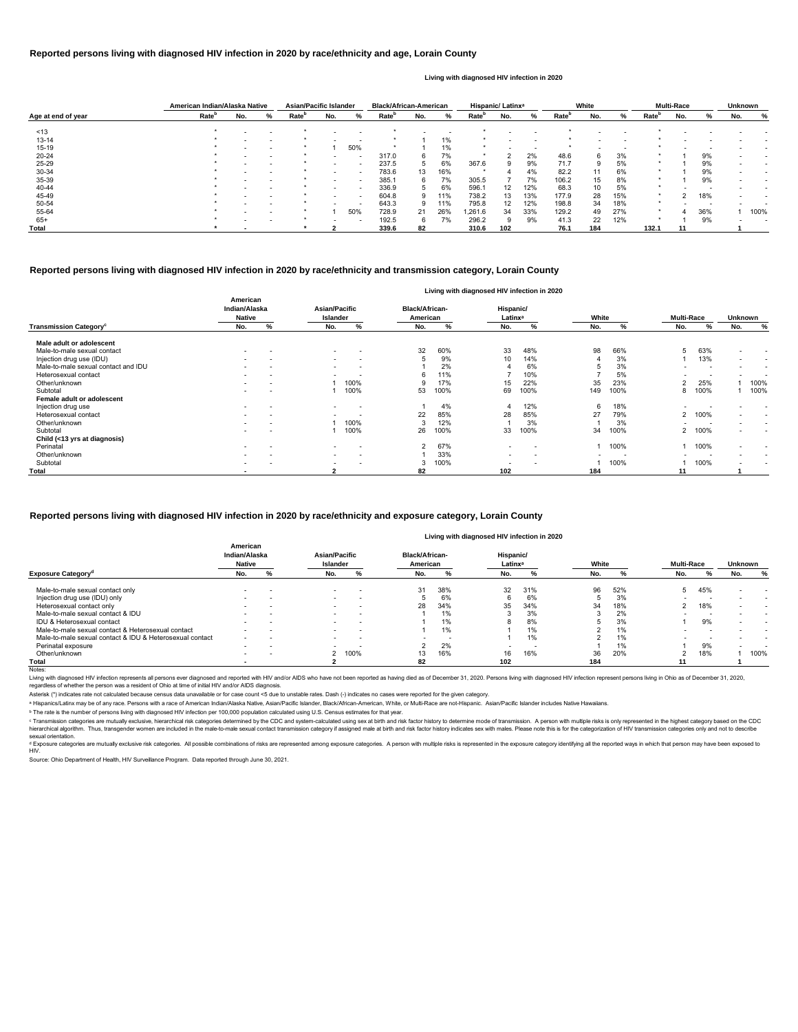## Reported persons living with diagnosed HIV infection in 2020 by race/ethnicity and age, Lorain County

Living with diagnosed HIV infection in 2020

| Age at end of year | American Indian/Alaska Native | | | Asian/Pacific Islander | | | Black/African-American | | | Hispanic/ Latinx[a] | | | White | | | Multi-Race | | | Unknown | |
|---|---|---|---|---|---|---|---|---|---|---|---|---|---|---|---|---|---|---|---|---|
| | Rate[b] | No. | % | Rate[b] | No. | % | Rate[b] | No. | % | Rate[b] | No. | % | Rate[b] | No. | % | Rate[b] | No. | % | No. | % |
| <13 | * | - | - | * | - | - | * | - | - | * | - | - | * | - | - | * | - | - | - | - |
| 13-14 | * | - | - | * | - | - | * | 1 | 1% | * | - | - | * | - | - | * | - | - | - | - |
| 15-19 | * | - | - | * | 1 | 50% | * | 1 | 1% | * | - | - | * | - | - | * | - | - | - | - |
| 20-24 | * | - | - | * | - | - | 317.0 | 6 | 7% | * | 2 | 2% | 48.6 | 6 | 3% | * | 1 | 9% | - | - |
| 25-29 | * | - | - | * | - | - | 237.5 | 5 | 6% | 367.6 | 9 | 9% | 71.7 | 9 | 5% | * | 1 | 9% | - | - |
| 30-34 | * | - | - | * | - | - | 783.6 | 13 | 16% | * | 4 | 4% | 82.2 | 11 | 6% | * | 1 | 9% | - | - |
| 35-39 | * | - | - | * | - | - | 385.1 | 6 | 7% | 305.5 | 7 | 7% | 106.2 | 15 | 8% | * | 1 | 9% | - | - |
| 40-44 | * | - | - | * | - | - | 336.9 | 5 | 6% | 596.1 | 12 | 12% | 68.3 | 10 | 5% | * | - | - | - | - |
| 45-49 | * | - | - | * | - | - | 604.8 | 9 | 11% | 738.2 | 13 | 13% | 177.9 | 28 | 15% | * | 2 | 18% | - | - |
| 50-54 | * | - | - | * | - | - | 643.3 | 9 | 11% | 795.8 | 12 | 12% | 198.8 | 34 | 18% | * | - | - | - | - |
| 55-64 | * | - | - | * | 1 | 50% | 728.9 | 21 | 26% | 1,261.6 | 34 | 33% | 129.2 | 49 | 27% | * | 4 | 36% | 1 | 100% |
| 65+ | * | - | - | * | - | - | 192.5 | 6 | 7% | 296.2 | 9 | 9% | 41.3 | 22 | 12% | * | 1 | 9% | - | - |
| **Total** | * | - | | * | 2 | | 339.6 | 82 | | 310.6 | 102 | | 76.1 | 184 | | 132.1 | 11 | | 1 | |

## Reported persons living with diagnosed HIV infection in 2020 by race/ethnicity and transmission category, Lorain County

Living with diagnosed HIV infection in 2020

| Transmission Category[c] | American Indian/Alaska Native | | Asian/Pacific Islander | | Black/African-American | | Hispanic/ Latinx[a] | | White | | Multi-Race | | Unknown | |
|---|---|---|---|---|---|---|---|---|---|---|---|---|---|---|
| | No. | % | No. | % | No. | % | No. | % | No. | % | No. | % | No. | % |
| **Male adult or adolescent** | | | | | | | | | | | | | | |
| Male-to-male sexual contact | - | - | - | - | 32 | 60% | 33 | 48% | 98 | 66% | 5 | 63% | - | - |
| Injection drug use (IDU) | - | - | - | - | 5 | 9% | 10 | 14% | 4 | 3% | 1 | 13% | - | - |
| Male-to-male sexual contact and IDU | - | - | - | - | 1 | 2% | 4 | 6% | 5 | 3% | - | - | - | - |
| Heterosexual contact | - | - | - | - | 6 | 11% | 7 | 10% | 7 | 5% | - | - | - | - |
| Other/unknown | - | - | 1 | 100% | 9 | 17% | 15 | 22% | 35 | 23% | 2 | 25% | 1 | 100% |
| Subtotal | - | - | 1 | 100% | 53 | 100% | 69 | 100% | 149 | 100% | 8 | 100% | 1 | 100% |
| **Female adult or adolescent** | | | | | | | | | | | | | | |
| Injection drug use | - | - | - | - | 1 | 4% | 4 | 12% | 6 | 18% | - | - | - | - |
| Heterosexual contact | - | - | - | - | 22 | 85% | 28 | 85% | 27 | 79% | 2 | 100% | - | - |
| Other/unknown | - | - | 1 | 100% | 3 | 12% | 1 | 3% | 1 | 3% | - | - | - | - |
| Subtotal | - | - | 1 | 100% | 26 | 100% | 33 | 100% | 34 | 100% | 2 | 100% | - | - |
| **Child (<13 yrs at diagnosis)** | | | | | | | | | | | | | | |
| Perinatal | - | - | - | - | 2 | 67% | - | - | 1 | 100% | 1 | 100% | - | - |
| Other/unknown | - | - | - | - | 1 | 33% | - | - | - | - | - | - | - | - |
| Subtotal | - | - | - | - | 3 | 100% | - | - | 1 | 100% | 1 | 100% | - | - |
| **Total** | - | | 2 | | 82 | | 102 | | 184 | | 11 | | 1 | |

## Reported persons living with diagnosed HIV infection in 2020 by race/ethnicity and exposure category, Lorain County

Living with diagnosed HIV infection in 2020

| Exposure Category[d] | American Indian/Alaska Native | | Asian/Pacific Islander | | Black/African-American | | Hispanic/ Latinx[a] | | White | | Multi-Race | | Unknown | |
|---|---|---|---|---|---|---|---|---|---|---|---|---|---|---|
| | No. | % | No. | % | No. | % | No. | % | No. | % | No. | % | No. | % |
| Male-to-male sexual contact only | - | - | - | - | 31 | 38% | 32 | 31% | 96 | 52% | 5 | 45% | - | - |
| Injection drug use (IDU) only | - | - | - | - | 5 | 6% | 6 | 6% | 5 | 3% | - | - | - | - |
| Heterosexual contact only | - | - | - | - | 28 | 34% | 35 | 34% | 34 | 18% | 2 | 18% | - | - |
| Male-to-male sexual contact & IDU | - | - | - | - | 1 | 1% | 3 | 3% | 3 | 2% | - | - | - | - |
| IDU & Heterosexual contact | - | - | - | - | 1 | 1% | 8 | 8% | 5 | 3% | 1 | 9% | - | - |
| Male-to-male sexual contact & Heterosexual contact | - | - | - | - | 1 | 1% | 1 | 1% | 2 | 1% | - | - | - | - |
| Male-to-male sexual contact & IDU & Heterosexual contact | - | - | - | - | - | - | 1 | 1% | 2 | 1% | - | - | - | - |
| Perinatal exposure | - | - | - | - | 2 | 2% | - | - | 1 | 1% | 1 | 9% | - | - |
| Other/unknown | - | - | 2 | 100% | 13 | 16% | 16 | 16% | 36 | 20% | 2 | 18% | 1 | 100% |
| **Total** | - | | 2 | | 82 | | 102 | | 184 | | 11 | | 1 | |

Notes:

Living with diagnosed HIV infection represents all persons ever diagnosed and reported with HIV and/or AIDS who have not been reported as having died as of December 31, 2020. Persons living with diagnosed HIV infection represent persons living in Ohio as of December 31, 2020, regardless of whether the person was a resident of Ohio at time of initial HIV and/or AIDS diagnosis.

Asterisk (*) indicates rate not calculated because census data unavailable or for case count <5 due to unstable rates. Dash (-) indicates no cases were reported for the given category.

[a] Hispanics/Latinx may be of any race. Persons with a race of American Indian/Alaska Native, Asian/Pacific Islander, Black/African-American, White, or Multi-Race are not-Hispanic. Asian/Pacific Islander includes Native Hawaiians.

[b] The rate is the number of persons living with diagnosed HIV infection per 100,000 population calculated using U.S. Census estimates for that year.

[c] Transmission categories are mutually exclusive, hierarchical risk categories determined by the CDC and system-calculated using sex at birth and risk factor history to determine mode of transmission. A person with multiple risks is only represented in the highest category based on the CDC hierarchical algorithm. Thus, transgender women are included in the male-to-male sexual contact transmission category if assigned male at birth and risk factor history indicates sex with males. Please note this is for the categorization of HIV transmission categories only and not to describe sexual orientation.

[d] Exposure categories are mutually exclusive risk categories. All possible combinations of risks are represented among exposure categories. A person with multiple risks is represented in the exposure category identifying all the reported ways in which that person may have been exposed to HIV.

Source: Ohio Department of Health, HIV Surveillance Program. Data reported through June 30, 2021.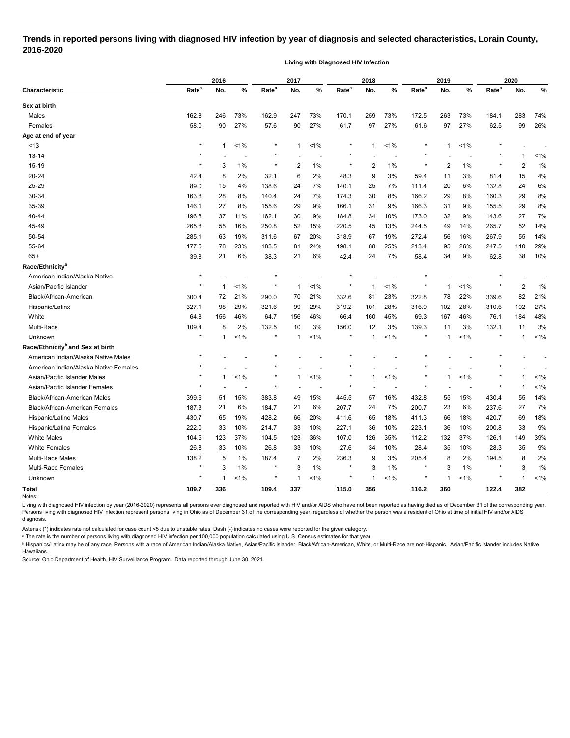# Trends in reported persons living with diagnosed HIV infection by year of diagnosis and selected characteristics, Lorain County, 2016-2020

**Living with Diagnosed HIV Infection**

| Characteristic | 2016 | | | 2017 | | | 2018 | | | 2019 | | | 2020 | | |
|---|---|---|---|---|---|---|---|---|---|---|---|---|---|---|---|
| | Rate[a] | No. | % | Rate[a] | No. | % | Rate[a] | No. | % | Rate[a] | No. | % | Rate[a] | No. | % |
| **Sex at birth** | | | | | | | | | | | | | | | |
| Males | 162.8 | 246 | 73% | 162.9 | 247 | 73% | 170.1 | 259 | 73% | 172.5 | 263 | 73% | 184.1 | 283 | 74% |
| Females | 58.0 | 90 | 27% | 57.6 | 90 | 27% | 61.7 | 97 | 27% | 61.6 | 97 | 27% | 62.5 | 99 | 26% |
| **Age at end of year** | | | | | | | | | | | | | | | |
| <13 | * | 1 | <1% | * | 1 | <1% | * | 1 | <1% | * | 1 | <1% | * | - | - |
| 13-14 | * | - | - | * | - | - | * | - | - | * | - | - | * | 1 | <1% |
| 15-19 | * | 3 | 1% | * | 2 | 1% | * | 2 | 1% | * | 2 | 1% | * | 2 | 1% |
| 20-24 | 42.4 | 8 | 2% | 32.1 | 6 | 2% | 48.3 | 9 | 3% | 59.4 | 11 | 3% | 81.4 | 15 | 4% |
| 25-29 | 89.0 | 15 | 4% | 138.6 | 24 | 7% | 140.1 | 25 | 7% | 111.4 | 20 | 6% | 132.8 | 24 | 6% |
| 30-34 | 163.8 | 28 | 8% | 140.4 | 24 | 7% | 174.3 | 30 | 8% | 166.2 | 29 | 8% | 160.3 | 29 | 8% |
| 35-39 | 146.1 | 27 | 8% | 155.6 | 29 | 9% | 166.1 | 31 | 9% | 166.3 | 31 | 9% | 155.5 | 29 | 8% |
| 40-44 | 196.8 | 37 | 11% | 162.1 | 30 | 9% | 184.8 | 34 | 10% | 173.0 | 32 | 9% | 143.6 | 27 | 7% |
| 45-49 | 265.8 | 55 | 16% | 250.8 | 52 | 15% | 220.5 | 45 | 13% | 244.5 | 49 | 14% | 265.7 | 52 | 14% |
| 50-54 | 285.1 | 63 | 19% | 311.6 | 67 | 20% | 318.9 | 67 | 19% | 272.4 | 56 | 16% | 267.9 | 55 | 14% |
| 55-64 | 177.5 | 78 | 23% | 183.5 | 81 | 24% | 198.1 | 88 | 25% | 213.4 | 95 | 26% | 247.5 | 110 | 29% |
| 65+ | 39.8 | 21 | 6% | 38.3 | 21 | 6% | 42.4 | 24 | 7% | 58.4 | 34 | 9% | 62.8 | 38 | 10% |
| **Race/Ethnicity[b]** | | | | | | | | | | | | | | | |
| American Indian/Alaska Native | * | - | - | * | - | - | * | - | - | * | - | - | * | - | - |
| Asian/Pacific Islander | * | 1 | <1% | * | 1 | <1% | * | 1 | <1% | * | 1 | <1% | * | 2 | 1% |
| Black/African-American | 300.4 | 72 | 21% | 290.0 | 70 | 21% | 332.6 | 81 | 23% | 322.8 | 78 | 22% | 339.6 | 82 | 21% |
| Hispanic/Latinx | 327.1 | 98 | 29% | 321.6 | 99 | 29% | 319.2 | 101 | 28% | 316.9 | 102 | 28% | 310.6 | 102 | 27% |
| White | 64.8 | 156 | 46% | 64.7 | 156 | 46% | 66.4 | 160 | 45% | 69.3 | 167 | 46% | 76.1 | 184 | 48% |
| Multi-Race | 109.4 | 8 | 2% | 132.5 | 10 | 3% | 156.0 | 12 | 3% | 139.3 | 11 | 3% | 132.1 | 11 | 3% |
| Unknown | * | 1 | <1% | * | 1 | <1% | * | 1 | <1% | * | 1 | <1% | * | 1 | <1% |
| **Race/Ethnicity[b] and Sex at birth** | | | | | | | | | | | | | | | |
| American Indian/Alaska Native Males | * | - | - | * | - | - | * | - | - | * | - | - | * | - | - |
| American Indian/Alaska Native Females | * | - | - | * | - | - | * | - | - | * | - | - | * | - | - |
| Asian/Pacific Islander Males | * | 1 | <1% | * | 1 | <1% | * | 1 | <1% | * | 1 | <1% | * | 1 | <1% |
| Asian/Pacific Islander Females | * | - | - | * | - | - | * | - | - | * | - | - | * | 1 | <1% |
| Black/African-American Males | 399.6 | 51 | 15% | 383.8 | 49 | 15% | 445.5 | 57 | 16% | 432.8 | 55 | 15% | 430.4 | 55 | 14% |
| Black/African-American Females | 187.3 | 21 | 6% | 184.7 | 21 | 6% | 207.7 | 24 | 7% | 200.7 | 23 | 6% | 237.6 | 27 | 7% |
| Hispanic/Latino Males | 430.7 | 65 | 19% | 428.2 | 66 | 20% | 411.6 | 65 | 18% | 411.3 | 66 | 18% | 420.7 | 69 | 18% |
| Hispanic/Latina Females | 222.0 | 33 | 10% | 214.7 | 33 | 10% | 227.1 | 36 | 10% | 223.1 | 36 | 10% | 200.8 | 33 | 9% |
| White Males | 104.5 | 123 | 37% | 104.5 | 123 | 36% | 107.0 | 126 | 35% | 112.2 | 132 | 37% | 126.1 | 149 | 39% |
| White Females | 26.8 | 33 | 10% | 26.8 | 33 | 10% | 27.6 | 34 | 10% | 28.4 | 35 | 10% | 28.3 | 35 | 9% |
| Multi-Race Males | 138.2 | 5 | 1% | 187.4 | 7 | 2% | 236.3 | 9 | 3% | 205.4 | 8 | 2% | 194.5 | 8 | 2% |
| Multi-Race Females | * | 3 | 1% | * | 3 | 1% | * | 3 | 1% | * | 3 | 1% | * | 3 | 1% |
| Unknown | * | 1 | <1% | * | 1 | <1% | * | 1 | <1% | * | 1 | <1% | * | 1 | <1% |
| **Total** | **109.7** | **336** | | **109.4** | **337** | | **115.0** | **356** | | **116.2** | **360** | | **122.4** | **382** | |

Notes:

Living with diagnosed HIV infection by year (2016-2020) represents all persons ever diagnosed and reported with HIV and/or AIDS who have not been reported as having died as of December 31 of the corresponding year. Persons living with diagnosed HIV infection represent persons living in Ohio as of December 31 of the corresponding year, regardless of whether the person was a resident of Ohio at time of initial HIV and/or AIDS diagnosis.

Asterisk (*) indicates rate not calculated for case count <5 due to unstable rates. Dash (-) indicates no cases were reported for the given category.

[a] The rate is the number of persons living with diagnosed HIV infection per 100,000 population calculated using U.S. Census estimates for that year.

[b] Hispanics/Latinx may be of any race. Persons with a race of American Indian/Alaska Native, Asian/Pacific Islander, Black/African-American, White, or Multi-Race are not-Hispanic. Asian/Pacific Islander includes Native Hawaiians.

Source: Ohio Department of Health, HIV Surveillance Program. Data reported through June 30, 2021.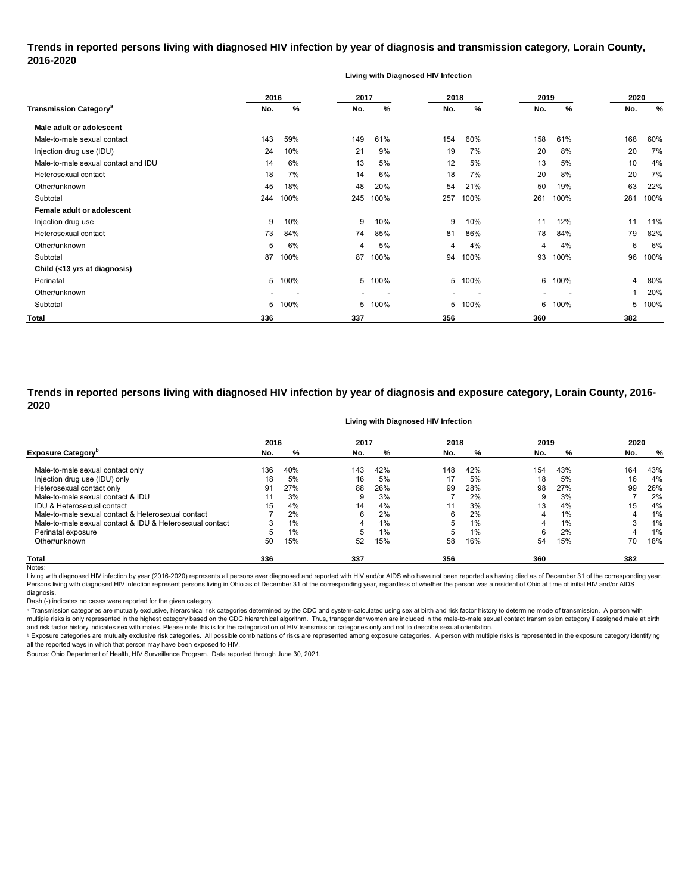## Trends in reported persons living with diagnosed HIV infection by year of diagnosis and transmission category, Lorain County, 2016-2020

**Living with Diagnosed HIV Infection**

| Transmission Category[a] | 2016 No. | 2016 % | 2017 No. | 2017 % | 2018 No. | 2018 % | 2019 No. | 2019 % | 2020 No. | 2020 % |
|---|---|---|---|---|---|---|---|---|---|---|
| **Male adult or adolescent** | | | | | | | | | | |
| Male-to-male sexual contact | 143 | 59% | 149 | 61% | 154 | 60% | 158 | 61% | 168 | 60% |
| Injection drug use (IDU) | 24 | 10% | 21 | 9% | 19 | 7% | 20 | 8% | 20 | 7% |
| Male-to-male sexual contact and IDU | 14 | 6% | 13 | 5% | 12 | 5% | 13 | 5% | 10 | 4% |
| Heterosexual contact | 18 | 7% | 14 | 6% | 18 | 7% | 20 | 8% | 20 | 7% |
| Other/unknown | 45 | 18% | 48 | 20% | 54 | 21% | 50 | 19% | 63 | 22% |
| Subtotal | 244 | 100% | 245 | 100% | 257 | 100% | 261 | 100% | 281 | 100% |
| **Female adult or adolescent** | | | | | | | | | | |
| Injection drug use | 9 | 10% | 9 | 10% | 9 | 10% | 11 | 12% | 11 | 11% |
| Heterosexual contact | 73 | 84% | 74 | 85% | 81 | 86% | 78 | 84% | 79 | 82% |
| Other/unknown | 5 | 6% | 4 | 5% | 4 | 4% | 4 | 4% | 6 | 6% |
| Subtotal | 87 | 100% | 87 | 100% | 94 | 100% | 93 | 100% | 96 | 100% |
| **Child (<13 yrs at diagnosis)** | | | | | | | | | | |
| Perinatal | 5 | 100% | 5 | 100% | 5 | 100% | 6 | 100% | 4 | 80% |
| Other/unknown | - | - | - | - | - | - | - | - | 1 | 20% |
| Subtotal | 5 | 100% | 5 | 100% | 5 | 100% | 6 | 100% | 5 | 100% |
| **Total** | **336** | | **337** | | **356** | | **360** | | **382** | |

## Trends in reported persons living with diagnosed HIV infection by year of diagnosis and exposure category, Lorain County, 2016-2020

**Living with Diagnosed HIV Infection**

| Exposure Category[b] | 2016 No. | 2016 % | 2017 No. | 2017 % | 2018 No. | 2018 % | 2019 No. | 2019 % | 2020 No. | 2020 % |
|---|---|---|---|---|---|---|---|---|---|---|
| Male-to-male sexual contact only | 136 | 40% | 143 | 42% | 148 | 42% | 154 | 43% | 164 | 43% |
| Injection drug use (IDU) only | 18 | 5% | 16 | 5% | 17 | 5% | 18 | 5% | 16 | 4% |
| Heterosexual contact only | 91 | 27% | 88 | 26% | 99 | 28% | 98 | 27% | 99 | 26% |
| Male-to-male sexual contact & IDU | 11 | 3% | 9 | 3% | 7 | 2% | 9 | 3% | 7 | 2% |
| IDU & Heterosexual contact | 15 | 4% | 14 | 4% | 11 | 3% | 13 | 4% | 15 | 4% |
| Male-to-male sexual contact & Heterosexual contact | 7 | 2% | 6 | 2% | 6 | 2% | 4 | 1% | 4 | 1% |
| Male-to-male sexual contact & IDU & Heterosexual contact | 3 | 1% | 4 | 1% | 5 | 1% | 4 | 1% | 3 | 1% |
| Perinatal exposure | 5 | 1% | 5 | 1% | 5 | 1% | 6 | 2% | 4 | 1% |
| Other/unknown | 50 | 15% | 52 | 15% | 58 | 16% | 54 | 15% | 70 | 18% |
| **Total** | **336** | | **337** | | **356** | | **360** | | **382** | |

Notes:

Living with diagnosed HIV infection by year (2016-2020) represents all persons ever diagnosed and reported with HIV and/or AIDS who have not been reported as having died as of December 31 of the corresponding year. Persons living with diagnosed HIV infection represent persons living in Ohio as of December 31 of the corresponding year, regardless of whether the person was a resident of Ohio at time of initial HIV and/or AIDS diagnosis.

Dash (-) indicates no cases were reported for the given category.

[a] Transmission categories are mutually exclusive, hierarchical risk categories determined by the CDC and system-calculated using sex at birth and risk factor history to determine mode of transmission. A person with multiple risks is only represented in the highest category based on the CDC hierarchical algorithm. Thus, transgender women are included in the male-to-male sexual contact transmission category if assigned male at birth and risk factor history indicates sex with males. Please note this is for the categorization of HIV transmission categories only and not to describe sexual orientation.

[b] Exposure categories are mutually exclusive risk categories. All possible combinations of risks are represented among exposure categories. A person with multiple risks is represented in the exposure category identifying all the reported ways in which that person may have been exposed to HIV.

Source: Ohio Department of Health, HIV Surveillance Program. Data reported through June 30, 2021.